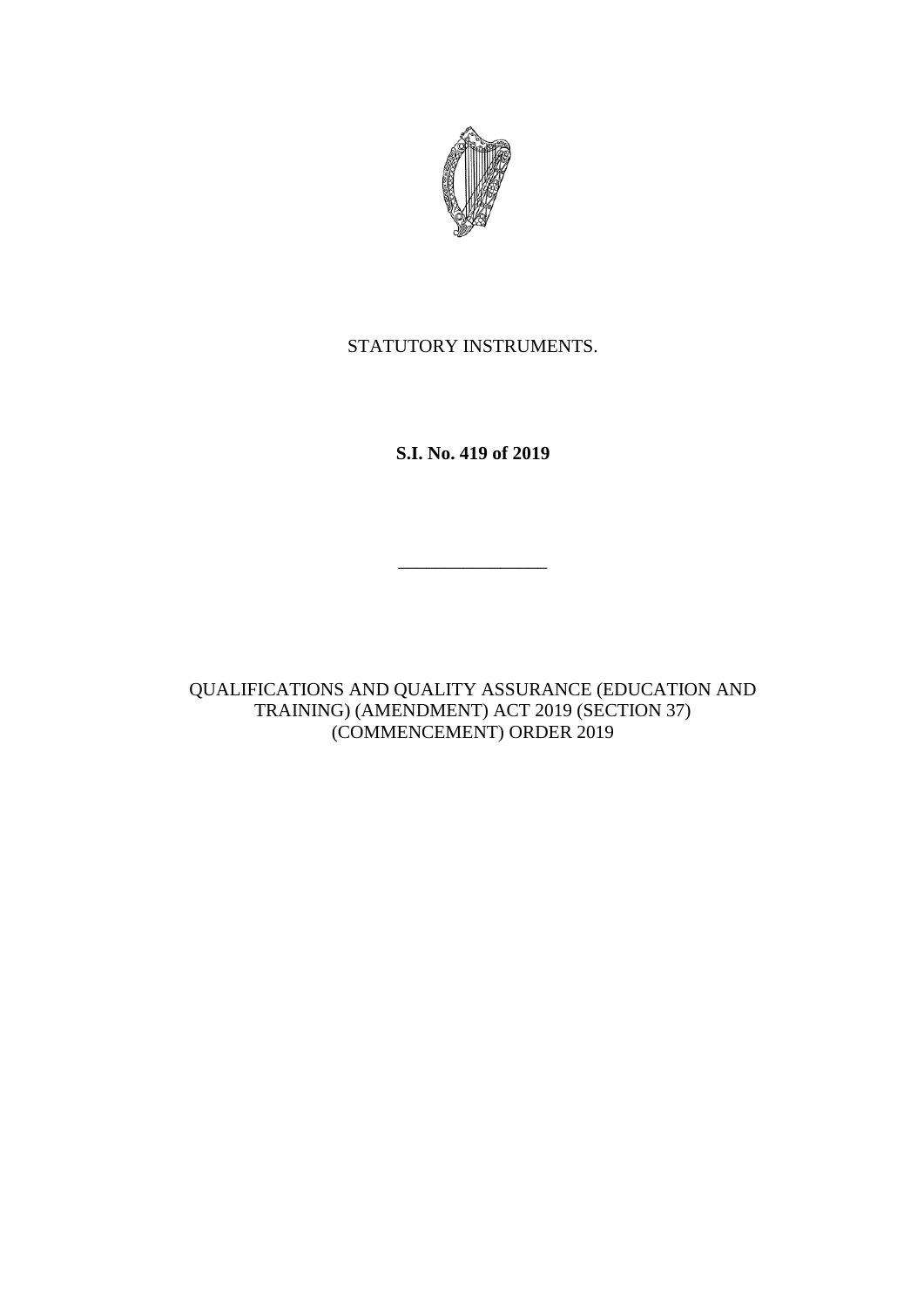STATUTORY INSTRUMENTS.

**S.I. No. 419 of 2019**

---

QUALIFICATIONS AND QUALITY ASSURANCE (EDUCATION AND TRAINING) (AMENDMENT) ACT 2019 (SECTION 37) (COMMENCEMENT) ORDER 2019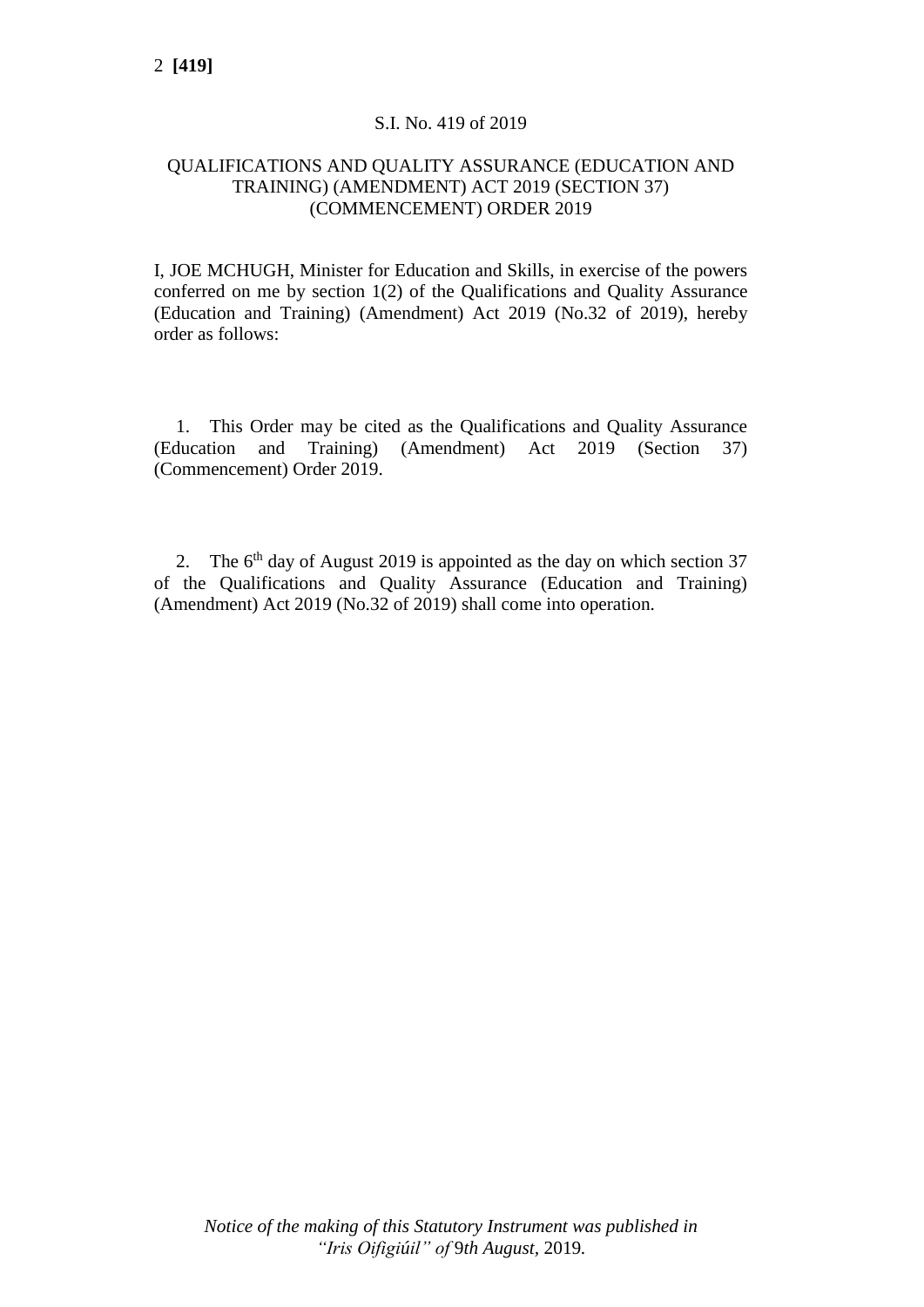S.I. No. 419 of 2019

QUALIFICATIONS AND QUALITY ASSURANCE (EDUCATION AND TRAINING) (AMENDMENT) ACT 2019 (SECTION 37) (COMMENCEMENT) ORDER 2019

I, JOE MCHUGH, Minister for Education and Skills, in exercise of the powers conferred on me by section 1(2) of the Qualifications and Quality Assurance (Education and Training) (Amendment) Act 2019 (No.32 of 2019), hereby order as follows:

1. This Order may be cited as the Qualifications and Quality Assurance (Education and Training) (Amendment) Act 2019 (Section 37) (Commencement) Order 2019.

2. The 6th day of August 2019 is appointed as the day on which section 37 of the Qualifications and Quality Assurance (Education and Training) (Amendment) Act 2019 (No.32 of 2019) shall come into operation.

*Notice of the making of this Statutory Instrument was published in "Iris Oifigiúil" of* 9*th August*, 2019.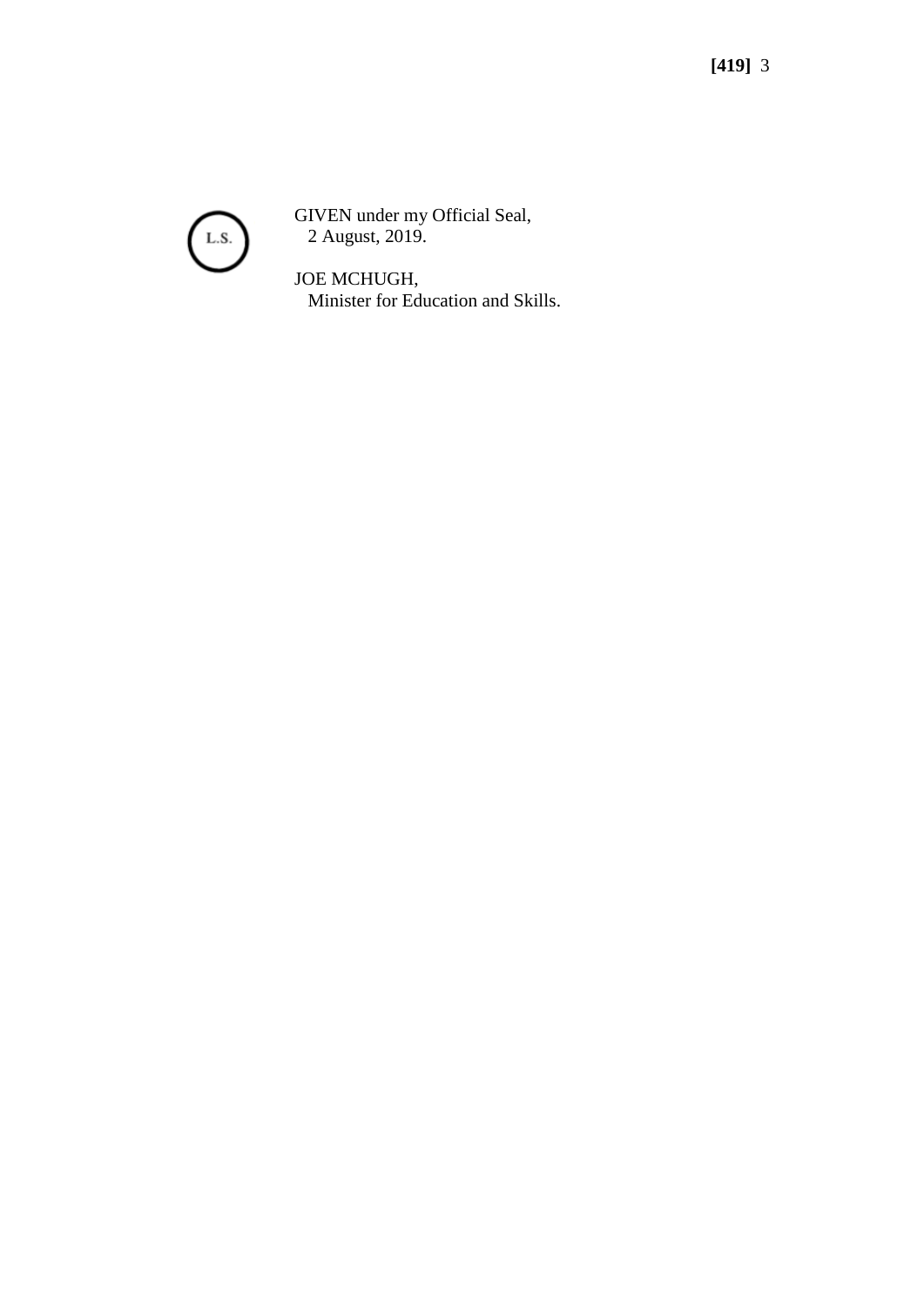L.S.

GIVEN under my Official Seal,
2 August, 2019.

JOE MCHUGH,
Minister for Education and Skills.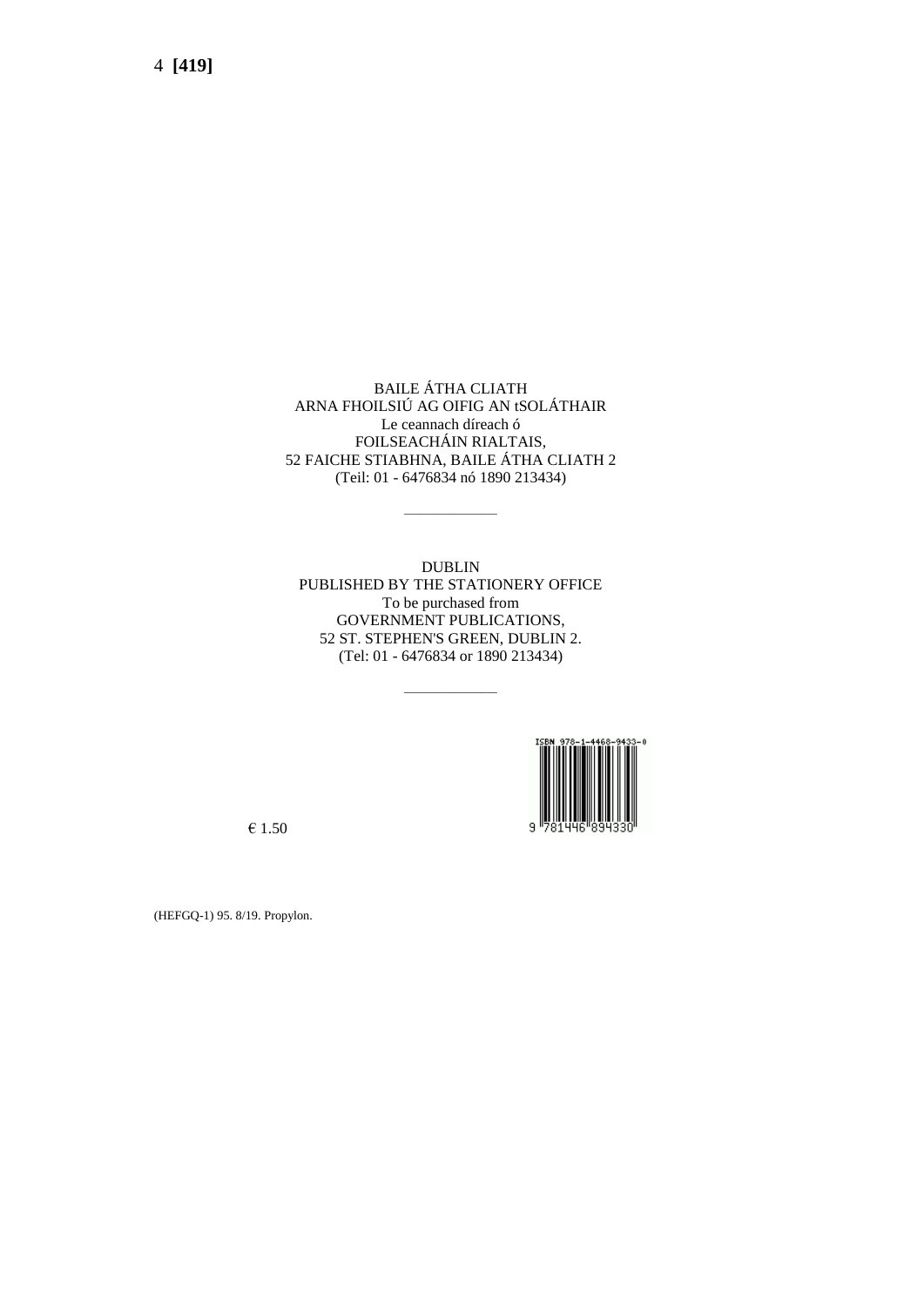BAILE ÁTHA CLIATH
ARNA FHOILSIÚ AG OIFIG AN tSOLÁTHAIR
Le ceannach díreach ó
FOILSEACHÁIN RIALTAIS,
52 FAICHE STIABHNA, BAILE ÁTHA CLIATH 2
(Teil: 01 - 6476834 nó 1890 213434)

---

DUBLIN
PUBLISHED BY THE STATIONERY OFFICE
To be purchased from
GOVERNMENT PUBLICATIONS,
52 ST. STEPHEN'S GREEN, DUBLIN 2.
(Tel: 01 - 6476834 or 1890 213434)

---

ISBN 978-1-4468-9433-0

9 781446 894330

€ 1.50

(HEFGQ-1) 95. 8/19. Propylon.